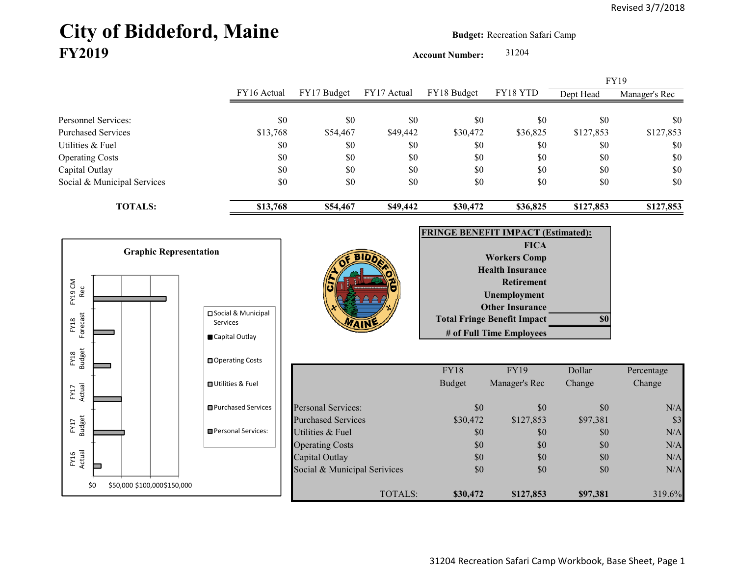Revised 3/7/2018

# City of Biddeford, Maine
## FY2019

**Budget:** Recreation Safari Camp

**Account Number:** 31204

| | FY16 Actual | FY17 Budget | FY17 Actual | FY18 Budget | FY18 YTD | FY19 Dept Head | FY19 Manager's Rec |
|---|---|---|---|---|---|---|---|
| Personnel Services: | $0 | $0 | $0 | $0 | $0 | $0 | $0 |
| Purchased Services | $13,768 | $54,467 | $49,442 | $30,472 | $36,825 | $127,853 | $127,853 |
| Utilities & Fuel | $0 | $0 | $0 | $0 | $0 | $0 | $0 |
| Operating Costs | $0 | $0 | $0 | $0 | $0 | $0 | $0 |
| Capital Outlay | $0 | $0 | $0 | $0 | $0 | $0 | $0 |
| Social & Municipal Services | $0 | $0 | $0 | $0 | $0 | $0 | $0 |
| **TOTALS:** | **$13,768** | **$54,467** | **$49,442** | **$30,472** | **$36,825** | **$127,853** | **$127,853** |

**Graphic Representation**

Bar chart categories: FY16 Actual, FY17 Budget, FY17 Actual, FY18 Budget, FY18 Forecast, FY19 CM Rec. Axis: $0, $50,000, $100,000, $150,000. Legend: Social & Municipal Services, Capital Outlay, Operating Costs, Utilities & Fuel, Purchased Services, Personal Services:

**FRINGE BENEFIT IMPACT (Estimated):**

| | |
|---|---|
| FICA | |
| Workers Comp | |
| Health Insurance | |
| Retirement | |
| Unemployment | |
| Other Insurance | |
| **Total Fringe Benefit Impact** | **$0** |
| # of Full Time Employees | |

| | FY18 Budget | FY19 Manager's Rec | Dollar Change | Percentage Change |
|---|---|---|---|---|
| Personal Services: | $0 | $0 | $0 | N/A |
| Purchased Services | $30,472 | $127,853 | $97,381 | $3 |
| Utilities & Fuel | $0 | $0 | $0 | N/A |
| Operating Costs | $0 | $0 | $0 | N/A |
| Capital Outlay | $0 | $0 | $0 | N/A |
| Social & Municipal Services | $0 | $0 | $0 | N/A |
| TOTALS: | **$30,472** | **$127,853** | **$97,381** | 319.6% |

31204 Recreation Safari Camp Workbook, Base Sheet, Page 1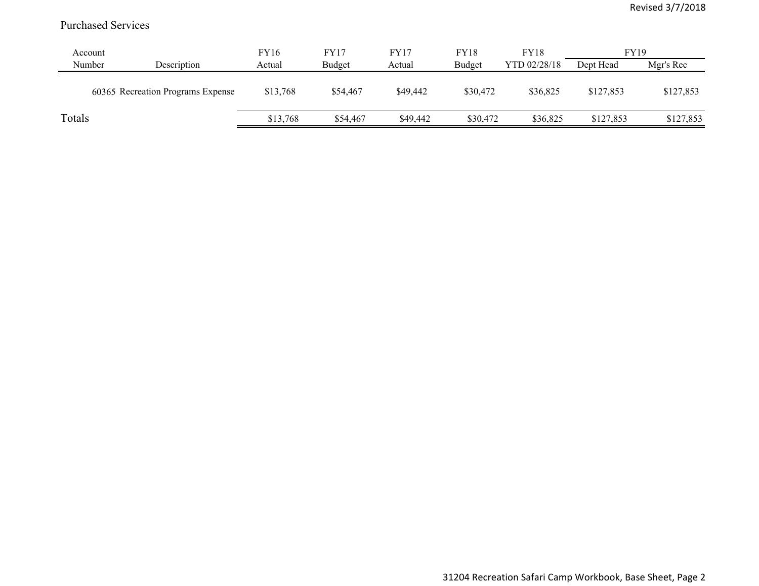## Purchased Services

| Account Number | Description | FY16 Actual | FY17 Budget | FY17 Actual | FY18 Budget | FY18 YTD 02/28/18 | FY19 Dept Head | FY19 Mgr's Rec |
|---|---|---|---|---|---|---|---|---|
| 60365 | Recreation Programs Expense | $13,768 | $54,467 | $49,442 | $30,472 | $36,825 | $127,853 | $127,853 |
| Totals | | $13,768 | $54,467 | $49,442 | $30,472 | $36,825 | $127,853 | $127,853 |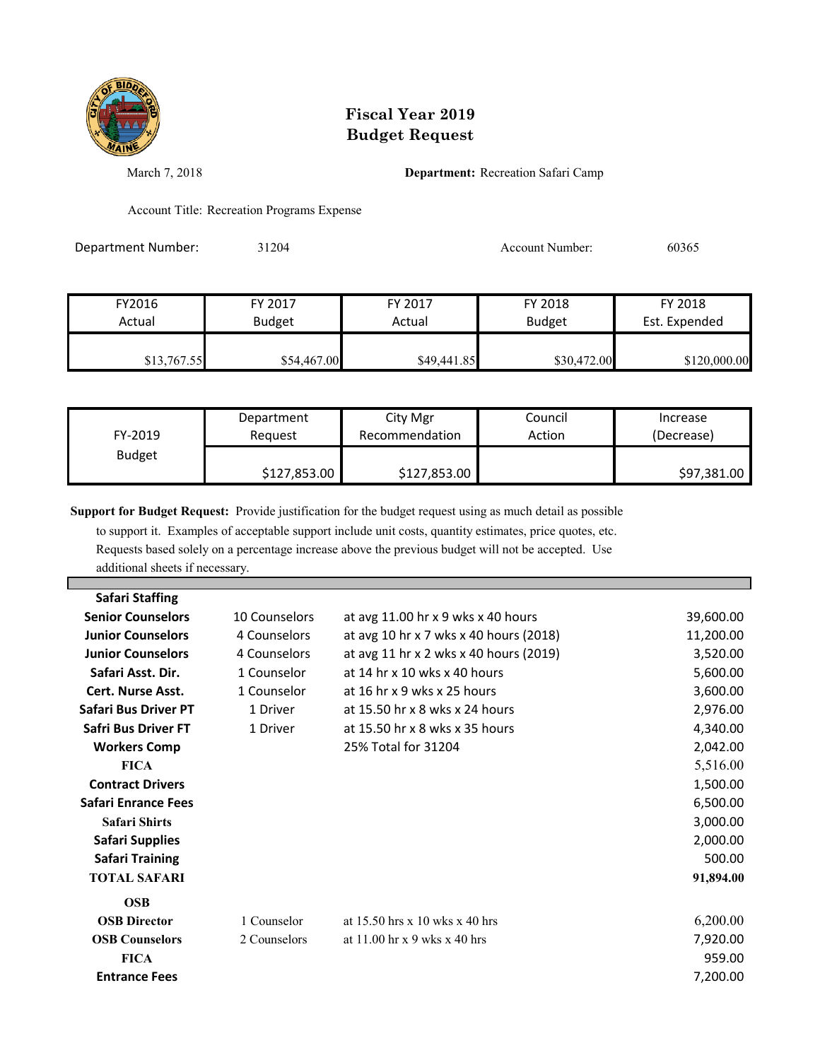# Fiscal Year 2019
# Budget Request

March 7, 2018 **Department:** Recreation Safari Camp

Account Title: Recreation Programs Expense

Department Number: 31204 Account Number: 60365

| FY2016 Actual | FY 2017 Budget | FY 2017 Actual | FY 2018 Budget | FY 2018 Est. Expended |
|---|---|---|---|---|
| $13,767.55 | $54,467.00 | $49,441.85 | $30,472.00 | $120,000.00 |

| FY-2019 Budget | Department Request | City Mgr Recommendation | Council Action | Increase (Decrease) |
|---|---|---|---|---|
| | $127,853.00 | $127,853.00 | | $97,381.00 |

**Support for Budget Request:** Provide justification for the budget request using as much detail as possible to support it. Examples of acceptable support include unit costs, quantity estimates, price quotes, etc. Requests based solely on a percentage increase above the previous budget will not be accepted. Use additional sheets if necessary.

| | | | |
|---|---|---|---|
| **Safari Staffing** | | | |
| **Senior Counselors** | 10 Counselors | at avg 11.00 hr x 9 wks x 40 hours | 39,600.00 |
| **Junior Counselors** | 4 Counselors | at avg 10 hr x 7 wks x 40 hours (2018) | 11,200.00 |
| **Junior Counselors** | 4 Counselors | at avg 11 hr x 2 wks x 40 hours (2019) | 3,520.00 |
| **Safari Asst. Dir.** | 1 Counselor | at 14 hr x 10 wks x 40 hours | 5,600.00 |
| **Cert. Nurse Asst.** | 1 Counselor | at 16 hr x 9 wks x 25 hours | 3,600.00 |
| **Safari Bus Driver PT** | 1 Driver | at 15.50 hr x 8 wks x 24 hours | 2,976.00 |
| **Safri Bus Driver FT** | 1 Driver | at 15.50 hr x 8 wks x 35 hours | 4,340.00 |
| **Workers Comp** | | 25% Total for 31204 | 2,042.00 |
| **FICA** | | | 5,516.00 |
| **Contract Drivers** | | | 1,500.00 |
| **Safari Enrance Fees** | | | 6,500.00 |
| **Safari Shirts** | | | 3,000.00 |
| **Safari Supplies** | | | 2,000.00 |
| **Safari Training** | | | 500.00 |
| **TOTAL SAFARI** | | | **91,894.00** |
| **OSB** | | | |
| **OSB Director** | 1 Counselor | at 15.50 hrs x 10 wks x 40 hrs | 6,200.00 |
| **OSB Counselors** | 2 Counselors | at 11.00 hr x 9 wks x 40 hrs | 7,920.00 |
| **FICA** | | | 959.00 |
| **Entrance Fees** | | | 7,200.00 |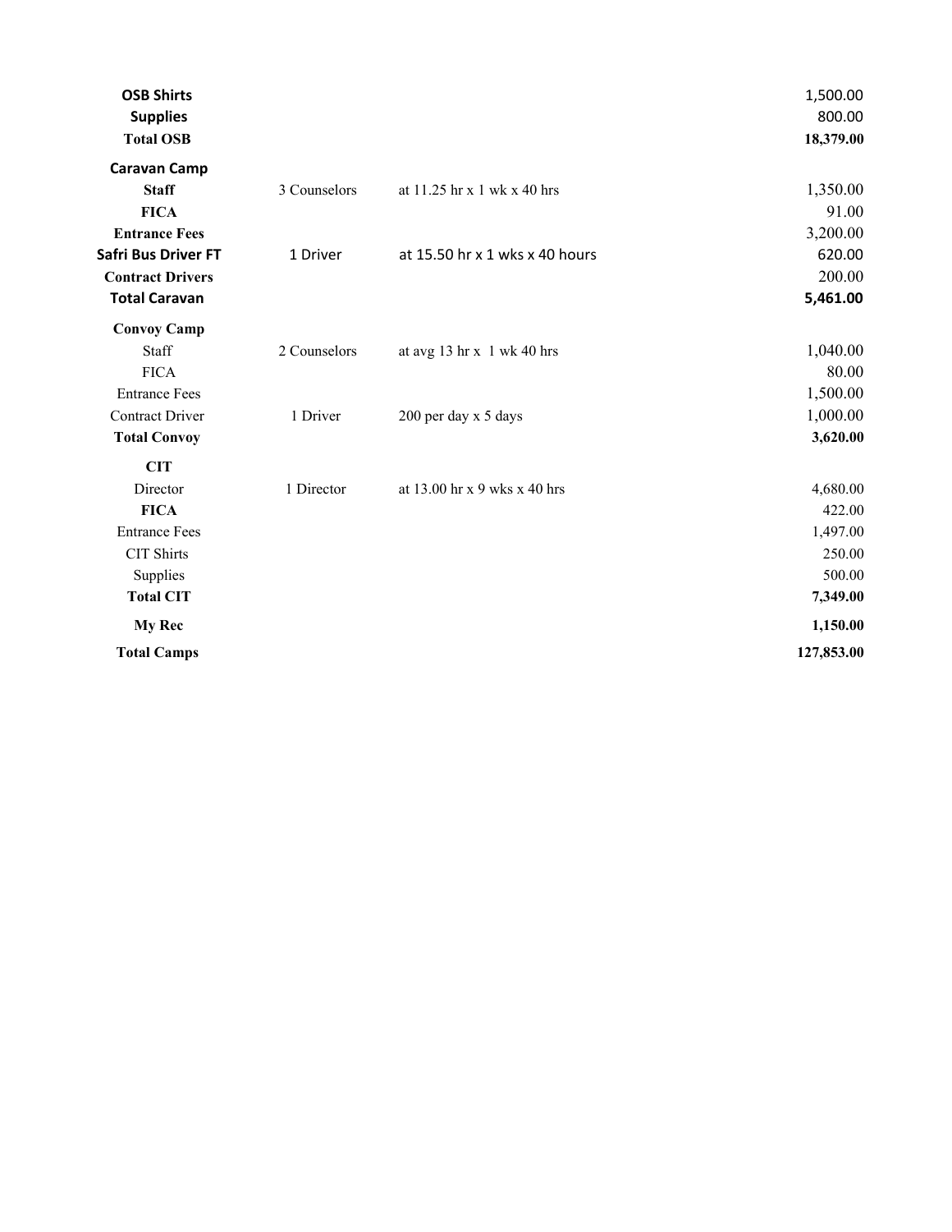| | | | |
|---|---|---|---|
| **OSB Shirts** | | | 1,500.00 |
| **Supplies** | | | 800.00 |
| **Total OSB** | | | **18,379.00** |
| **Caravan Camp** | | | |
| **Staff** | 3 Counselors | at 11.25 hr x 1 wk x 40 hrs | 1,350.00 |
| **FICA** | | | 91.00 |
| **Entrance Fees** | | | 3,200.00 |
| **Safri Bus Driver FT** | 1 Driver | at 15.50 hr x 1 wks x 40 hours | 620.00 |
| **Contract Drivers** | | | 200.00 |
| **Total Caravan** | | | **5,461.00** |
| **Convoy Camp** | | | |
| Staff | 2 Counselors | at avg 13 hr x 1 wk 40 hrs | 1,040.00 |
| FICA | | | 80.00 |
| Entrance Fees | | | 1,500.00 |
| Contract Driver | 1 Driver | 200 per day x 5 days | 1,000.00 |
| **Total Convoy** | | | **3,620.00** |
| **CIT** | | | |
| Director | 1 Director | at 13.00 hr x 9 wks x 40 hrs | 4,680.00 |
| **FICA** | | | 422.00 |
| Entrance Fees | | | 1,497.00 |
| CIT Shirts | | | 250.00 |
| Supplies | | | 500.00 |
| **Total CIT** | | | **7,349.00** |
| **My Rec** | | | **1,150.00** |
| **Total Camps** | | | **127,853.00** |